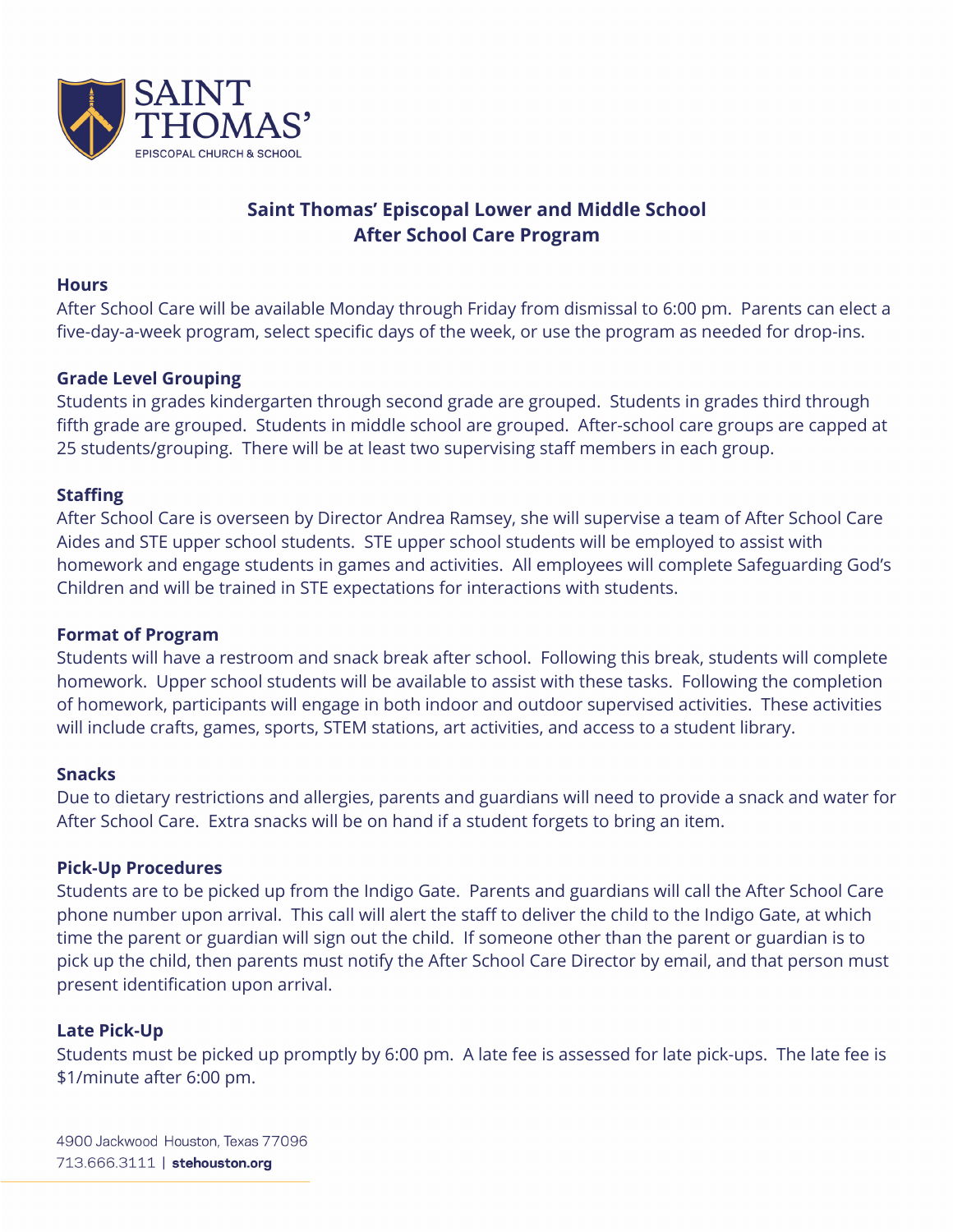SAINT THOMAS'
EPISCOPAL CHURCH & SCHOOL

## Saint Thomas' Episcopal Lower and Middle School
## After School Care Program

**Hours**

After School Care will be available Monday through Friday from dismissal to 6:00 pm. Parents can elect a five-day-a-week program, select specific days of the week, or use the program as needed for drop-ins.

**Grade Level Grouping**

Students in grades kindergarten through second grade are grouped. Students in grades third through fifth grade are grouped. Students in middle school are grouped. After-school care groups are capped at 25 students/grouping. There will be at least two supervising staff members in each group.

**Staffing**

After School Care is overseen by Director Andrea Ramsey, she will supervise a team of After School Care Aides and STE upper school students. STE upper school students will be employed to assist with homework and engage students in games and activities. All employees will complete Safeguarding God's Children and will be trained in STE expectations for interactions with students.

**Format of Program**

Students will have a restroom and snack break after school. Following this break, students will complete homework. Upper school students will be available to assist with these tasks. Following the completion of homework, participants will engage in both indoor and outdoor supervised activities. These activities will include crafts, games, sports, STEM stations, art activities, and access to a student library.

**Snacks**

Due to dietary restrictions and allergies, parents and guardians will need to provide a snack and water for After School Care. Extra snacks will be on hand if a student forgets to bring an item.

**Pick-Up Procedures**

Students are to be picked up from the Indigo Gate. Parents and guardians will call the After School Care phone number upon arrival. This call will alert the staff to deliver the child to the Indigo Gate, at which time the parent or guardian will sign out the child. If someone other than the parent or guardian is to pick up the child, then parents must notify the After School Care Director by email, and that person must present identification upon arrival.

**Late Pick-Up**

Students must be picked up promptly by 6:00 pm. A late fee is assessed for late pick-ups. The late fee is $1/minute after 6:00 pm.

4900 Jackwood Houston, Texas 77096
713.666.3111 | **stehouston.org**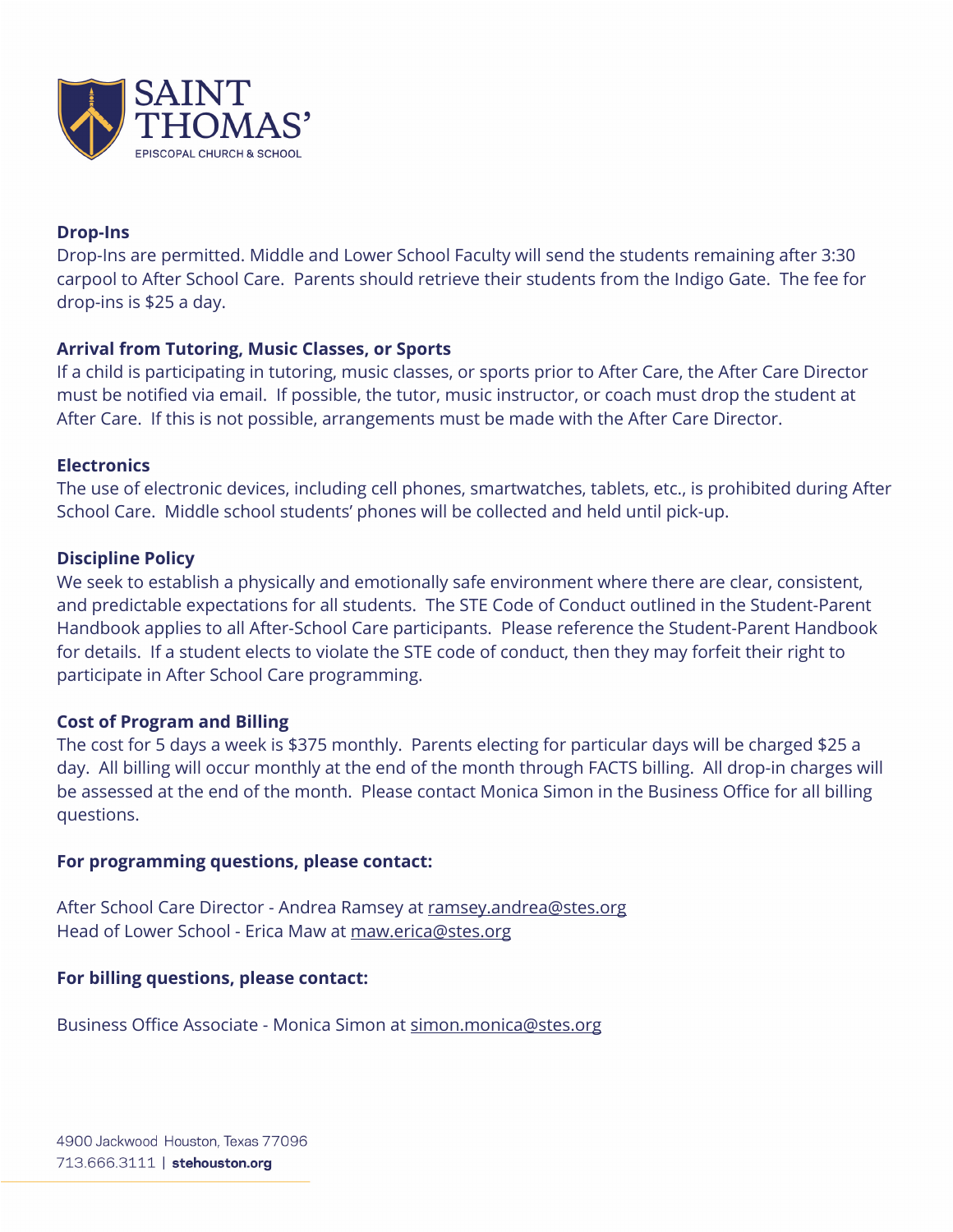**Drop-Ins**

Drop-Ins are permitted. Middle and Lower School Faculty will send the students remaining after 3:30 carpool to After School Care. Parents should retrieve their students from the Indigo Gate. The fee for drop-ins is $25 a day.

**Arrival from Tutoring, Music Classes, or Sports**

If a child is participating in tutoring, music classes, or sports prior to After Care, the After Care Director must be notified via email. If possible, the tutor, music instructor, or coach must drop the student at After Care. If this is not possible, arrangements must be made with the After Care Director.

**Electronics**

The use of electronic devices, including cell phones, smartwatches, tablets, etc., is prohibited during After School Care. Middle school students' phones will be collected and held until pick-up.

**Discipline Policy**

We seek to establish a physically and emotionally safe environment where there are clear, consistent, and predictable expectations for all students. The STE Code of Conduct outlined in the Student-Parent Handbook applies to all After-School Care participants. Please reference the Student-Parent Handbook for details. If a student elects to violate the STE code of conduct, then they may forfeit their right to participate in After School Care programming.

**Cost of Program and Billing**

The cost for 5 days a week is $375 monthly. Parents electing for particular days will be charged $25 a day. All billing will occur monthly at the end of the month through FACTS billing. All drop-in charges will be assessed at the end of the month. Please contact Monica Simon in the Business Office for all billing questions.

**For programming questions, please contact:**

After School Care Director - Andrea Ramsey at ramsey.andrea@stes.org
Head of Lower School - Erica Maw at maw.erica@stes.org

**For billing questions, please contact:**

Business Office Associate - Monica Simon at simon.monica@stes.org

4900 Jackwood Houston, Texas 77096
713.666.3111 | **stehouston.org**